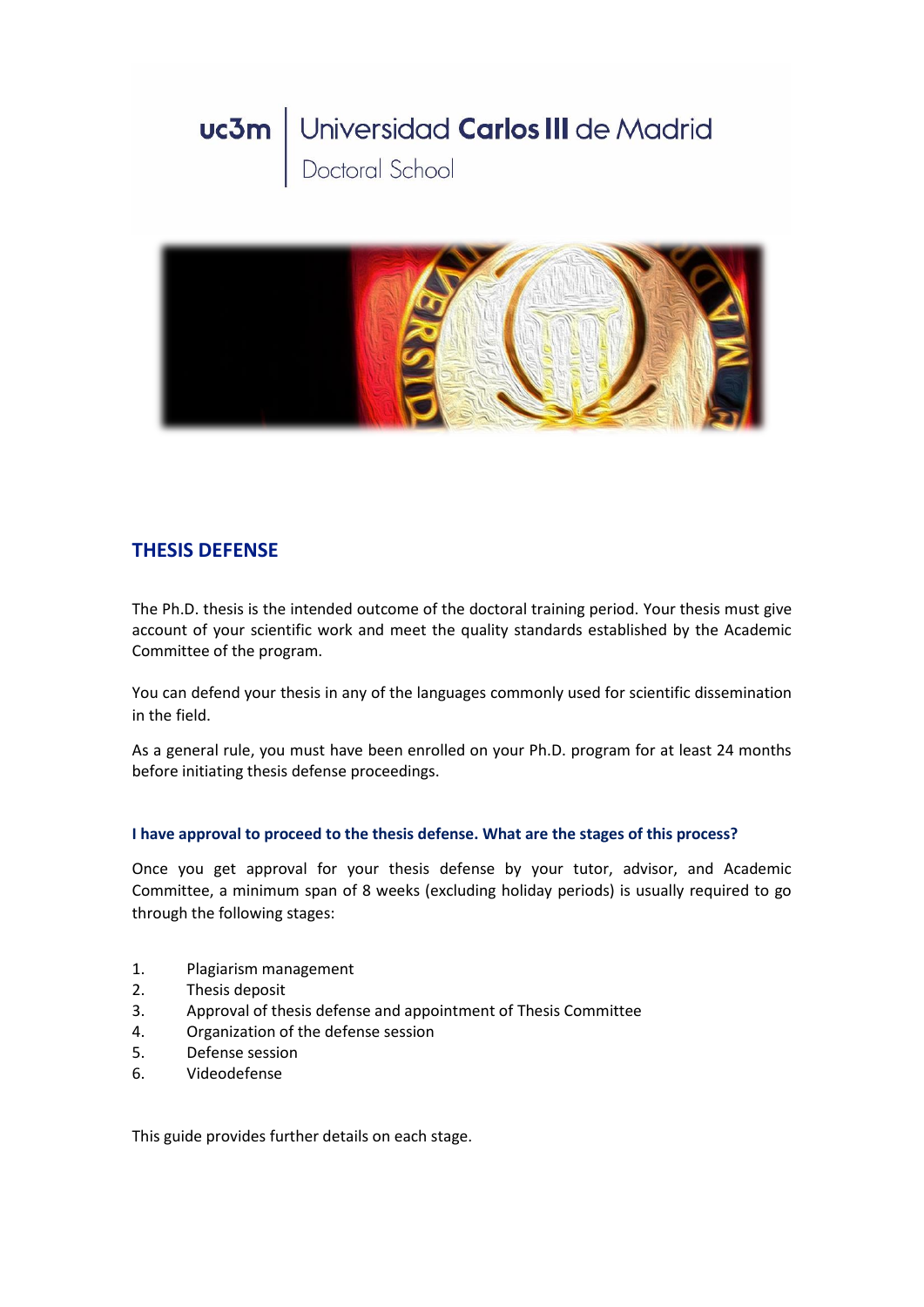uc3m | Universidad Carlos III de Madrid
Doctoral School

## THESIS DEFENSE

The Ph.D. thesis is the intended outcome of the doctoral training period. Your thesis must give account of your scientific work and meet the quality standards established by the Academic Committee of the program.

You can defend your thesis in any of the languages commonly used for scientific dissemination in the field.

As a general rule, you must have been enrolled on your Ph.D. program for at least 24 months before initiating thesis defense proceedings.

### I have approval to proceed to the thesis defense. What are the stages of this process?

Once you get approval for your thesis defense by your tutor, advisor, and Academic Committee, a minimum span of 8 weeks (excluding holiday periods) is usually required to go through the following stages:

1. Plagiarism management
2. Thesis deposit
3. Approval of thesis defense and appointment of Thesis Committee
4. Organization of the defense session
5. Defense session
6. Videodefense

This guide provides further details on each stage.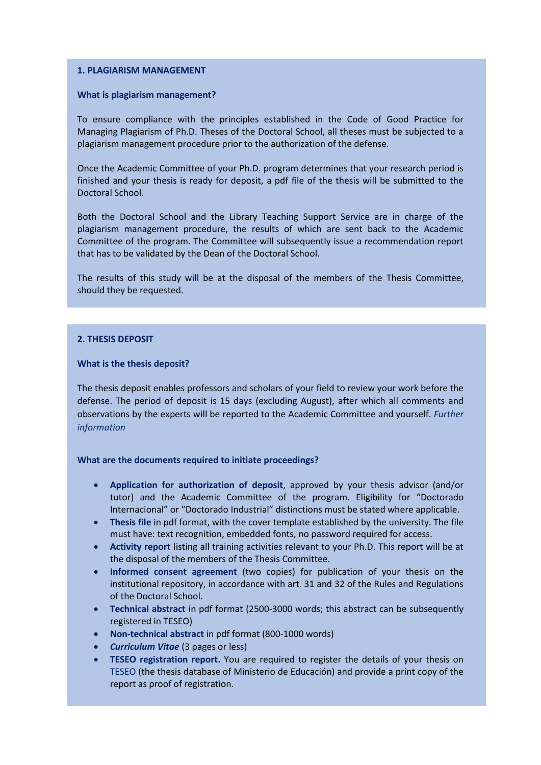## 1. PLAGIARISM MANAGEMENT

### What is plagiarism management?

To ensure compliance with the principles established in the Code of Good Practice for Managing Plagiarism of Ph.D. Theses of the Doctoral School, all theses must be subjected to a plagiarism management procedure prior to the authorization of the defense.

Once the Academic Committee of your Ph.D. program determines that your research period is finished and your thesis is ready for deposit, a pdf file of the thesis will be submitted to the Doctoral School.

Both the Doctoral School and the Library Teaching Support Service are in charge of the plagiarism management procedure, the results of which are sent back to the Academic Committee of the program. The Committee will subsequently issue a recommendation report that has to be validated by the Dean of the Doctoral School.

The results of this study will be at the disposal of the members of the Thesis Committee, should they be requested.

## 2. THESIS DEPOSIT

### What is the thesis deposit?

The thesis deposit enables professors and scholars of your field to review your work before the defense. The period of deposit is 15 days (excluding August), after which all comments and observations by the experts will be reported to the Academic Committee and yourself. *Further information*

### What are the documents required to initiate proceedings?

- **Application for authorization of deposit**, approved by your thesis advisor (and/or tutor) and the Academic Committee of the program. Eligibility for "Doctorado Internacional" or "Doctorado Industrial" distinctions must be stated where applicable.
- **Thesis file** in pdf format, with the cover template established by the university. The file must have: text recognition, embedded fonts, no password required for access.
- **Activity report** listing all training activities relevant to your Ph.D. This report will be at the disposal of the members of the Thesis Committee.
- **Informed consent agreement** (two copies) for publication of your thesis on the institutional repository, in accordance with art. 31 and 32 of the Rules and Regulations of the Doctoral School.
- **Technical abstract** in pdf format (2500-3000 words; this abstract can be subsequently registered in TESEO)
- **Non-technical abstract** in pdf format (800-1000 words)
- ***Curriculum Vitae*** (3 pages or less)
- **TESEO registration report.** You are required to register the details of your thesis on TESEO (the thesis database of Ministerio de Educación) and provide a print copy of the report as proof of registration.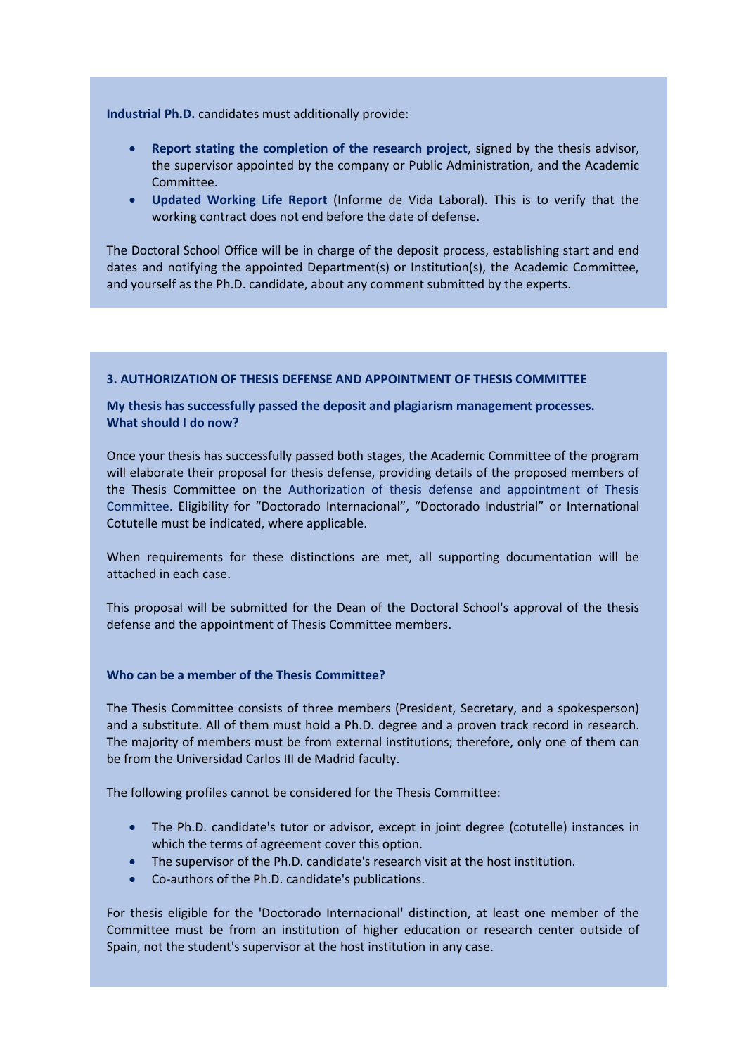**Industrial Ph.D.** candidates must additionally provide:

- **Report stating the completion of the research project**, signed by the thesis advisor, the supervisor appointed by the company or Public Administration, and the Academic Committee.
- **Updated Working Life Report** (Informe de Vida Laboral). This is to verify that the working contract does not end before the date of defense.

The Doctoral School Office will be in charge of the deposit process, establishing start and end dates and notifying the appointed Department(s) or Institution(s), the Academic Committee, and yourself as the Ph.D. candidate, about any comment submitted by the experts.

### 3. AUTHORIZATION OF THESIS DEFENSE AND APPOINTMENT OF THESIS COMMITTEE

**My thesis has successfully passed the deposit and plagiarism management processes. What should I do now?**

Once your thesis has successfully passed both stages, the Academic Committee of the program will elaborate their proposal for thesis defense, providing details of the proposed members of the Thesis Committee on the Authorization of thesis defense and appointment of Thesis Committee. Eligibility for "Doctorado Internacional", "Doctorado Industrial" or International Cotutelle must be indicated, where applicable.

When requirements for these distinctions are met, all supporting documentation will be attached in each case.

This proposal will be submitted for the Dean of the Doctoral School's approval of the thesis defense and the appointment of Thesis Committee members.

**Who can be a member of the Thesis Committee?**

The Thesis Committee consists of three members (President, Secretary, and a spokesperson) and a substitute. All of them must hold a Ph.D. degree and a proven track record in research. The majority of members must be from external institutions; therefore, only one of them can be from the Universidad Carlos III de Madrid faculty.

The following profiles cannot be considered for the Thesis Committee:

- The Ph.D. candidate's tutor or advisor, except in joint degree (cotutelle) instances in which the terms of agreement cover this option.
- The supervisor of the Ph.D. candidate's research visit at the host institution.
- Co-authors of the Ph.D. candidate's publications.

For thesis eligible for the 'Doctorado Internacional' distinction, at least one member of the Committee must be from an institution of higher education or research center outside of Spain, not the student's supervisor at the host institution in any case.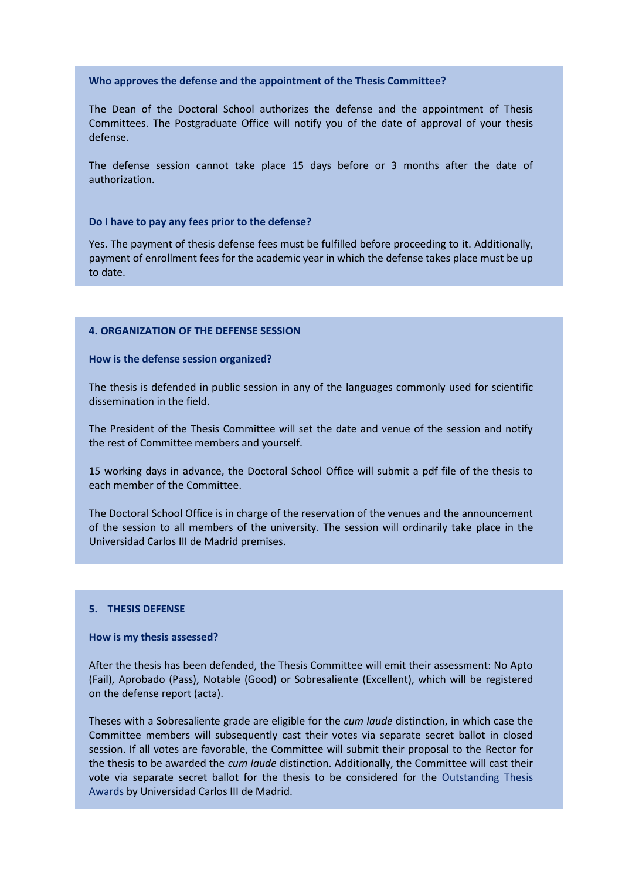### Who approves the defense and the appointment of the Thesis Committee?

The Dean of the Doctoral School authorizes the defense and the appointment of Thesis Committees. The Postgraduate Office will notify you of the date of approval of your thesis defense.

The defense session cannot take place 15 days before or 3 months after the date of authorization.

### Do I have to pay any fees prior to the defense?

Yes. The payment of thesis defense fees must be fulfilled before proceeding to it. Additionally, payment of enrollment fees for the academic year in which the defense takes place must be up to date.

## 4. ORGANIZATION OF THE DEFENSE SESSION

### How is the defense session organized?

The thesis is defended in public session in any of the languages commonly used for scientific dissemination in the field.

The President of the Thesis Committee will set the date and venue of the session and notify the rest of Committee members and yourself.

15 working days in advance, the Doctoral School Office will submit a pdf file of the thesis to each member of the Committee.

The Doctoral School Office is in charge of the reservation of the venues and the announcement of the session to all members of the university. The session will ordinarily take place in the Universidad Carlos III de Madrid premises.

## 5. THESIS DEFENSE

### How is my thesis assessed?

After the thesis has been defended, the Thesis Committee will emit their assessment: No Apto (Fail), Aprobado (Pass), Notable (Good) or Sobresaliente (Excellent), which will be registered on the defense report (acta).

Theses with a Sobresaliente grade are eligible for the *cum laude* distinction, in which case the Committee members will subsequently cast their votes via separate secret ballot in closed session. If all votes are favorable, the Committee will submit their proposal to the Rector for the thesis to be awarded the *cum laude* distinction. Additionally, the Committee will cast their vote via separate secret ballot for the thesis to be considered for the Outstanding Thesis Awards by Universidad Carlos III de Madrid.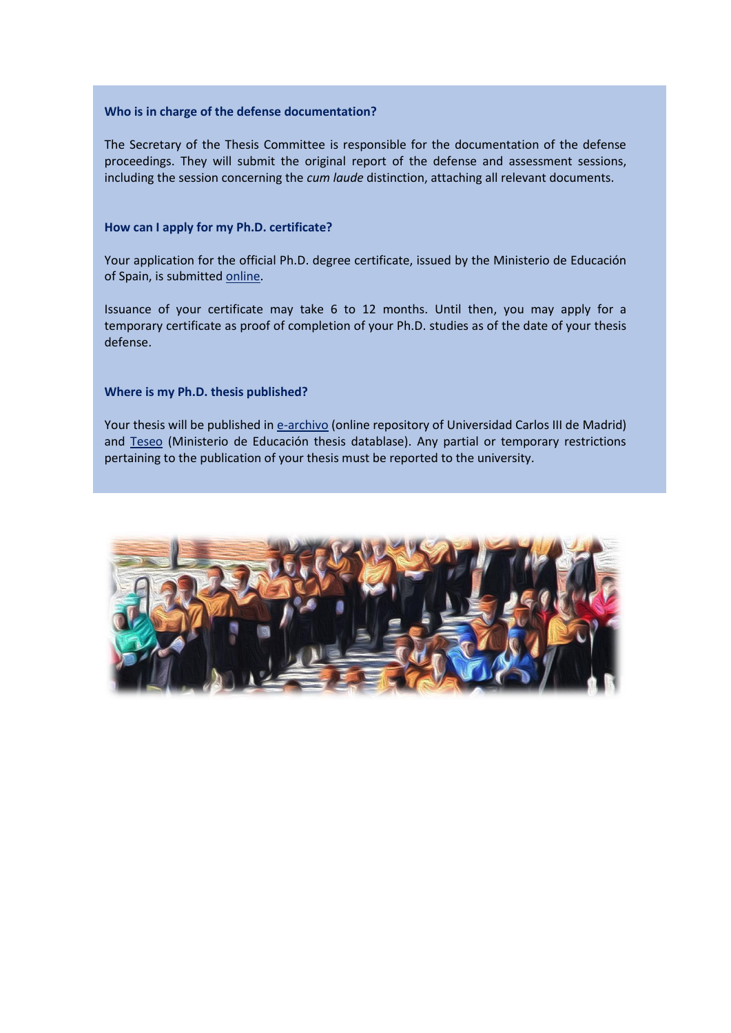### Who is in charge of the defense documentation?

The Secretary of the Thesis Committee is responsible for the documentation of the defense proceedings. They will submit the original report of the defense and assessment sessions, including the session concerning the *cum laude* distinction, attaching all relevant documents.

### How can I apply for my Ph.D. certificate?

Your application for the official Ph.D. degree certificate, issued by the Ministerio de Educación of Spain, is submitted online.

Issuance of your certificate may take 6 to 12 months. Until then, you may apply for a temporary certificate as proof of completion of your Ph.D. studies as of the date of your thesis defense.

### Where is my Ph.D. thesis published?

Your thesis will be published in e-archivo (online repository of Universidad Carlos III de Madrid) and Teseo (Ministerio de Educación thesis datablase). Any partial or temporary restrictions pertaining to the publication of your thesis must be reported to the university.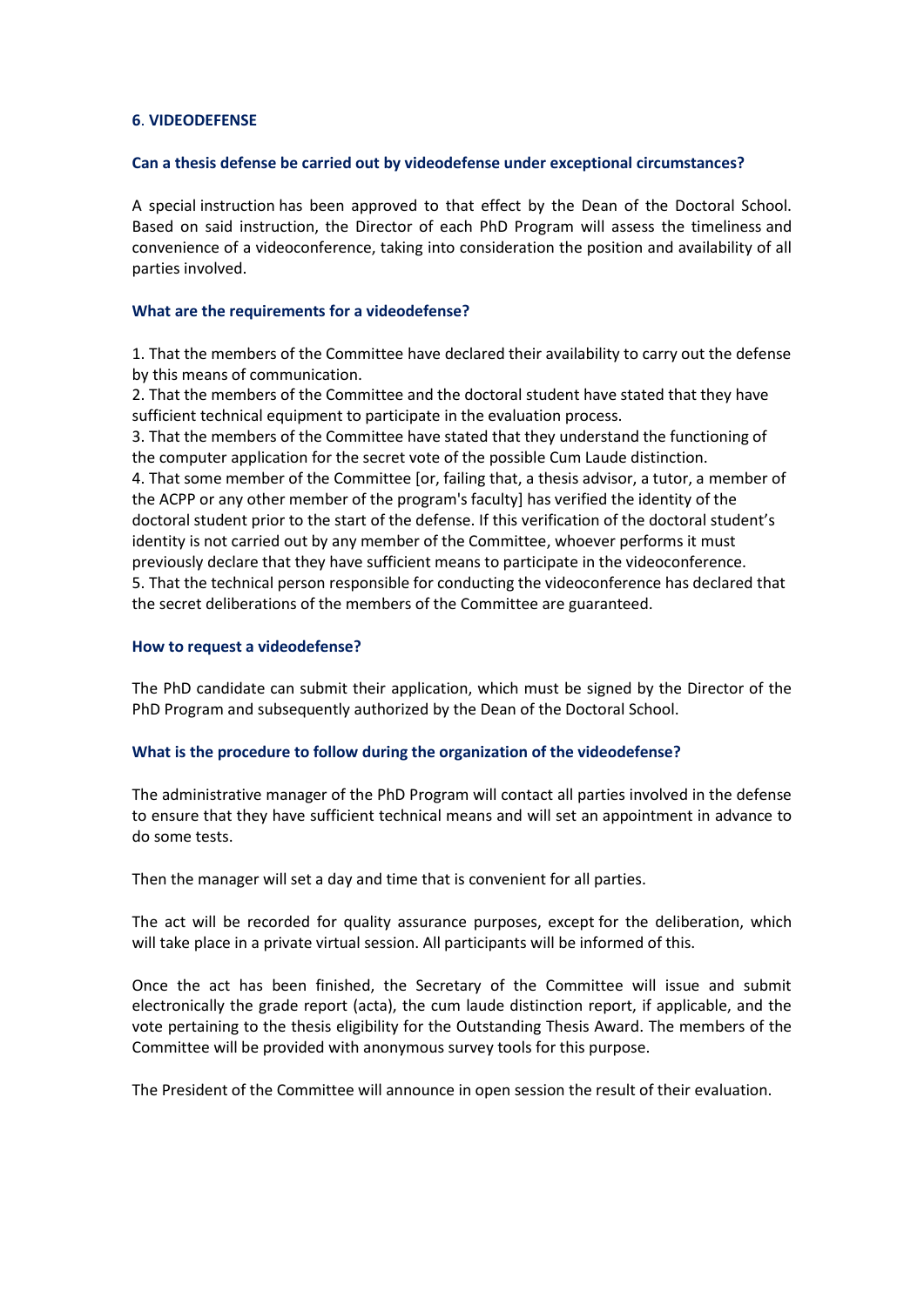## 6. VIDEODEFENSE

### Can a thesis defense be carried out by videodefense under exceptional circumstances?

A special instruction has been approved to that effect by the Dean of the Doctoral School. Based on said instruction, the Director of each PhD Program will assess the timeliness and convenience of a videoconference, taking into consideration the position and availability of all parties involved.

### What are the requirements for a videodefense?

1. That the members of the Committee have declared their availability to carry out the defense by this means of communication.
2. That the members of the Committee and the doctoral student have stated that they have sufficient technical equipment to participate in the evaluation process.
3. That the members of the Committee have stated that they understand the functioning of the computer application for the secret vote of the possible Cum Laude distinction.
4. That some member of the Committee [or, failing that, a thesis advisor, a tutor, a member of the ACPP or any other member of the program's faculty] has verified the identity of the doctoral student prior to the start of the defense. If this verification of the doctoral student's identity is not carried out by any member of the Committee, whoever performs it must previously declare that they have sufficient means to participate in the videoconference.
5. That the technical person responsible for conducting the videoconference has declared that the secret deliberations of the members of the Committee are guaranteed.

### How to request a videodefense?

The PhD candidate can submit their application, which must be signed by the Director of the PhD Program and subsequently authorized by the Dean of the Doctoral School.

### What is the procedure to follow during the organization of the videodefense?

The administrative manager of the PhD Program will contact all parties involved in the defense to ensure that they have sufficient technical means and will set an appointment in advance to do some tests.

Then the manager will set a day and time that is convenient for all parties.

The act will be recorded for quality assurance purposes, except for the deliberation, which will take place in a private virtual session. All participants will be informed of this.

Once the act has been finished, the Secretary of the Committee will issue and submit electronically the grade report (acta), the cum laude distinction report, if applicable, and the vote pertaining to the thesis eligibility for the Outstanding Thesis Award. The members of the Committee will be provided with anonymous survey tools for this purpose.

The President of the Committee will announce in open session the result of their evaluation.